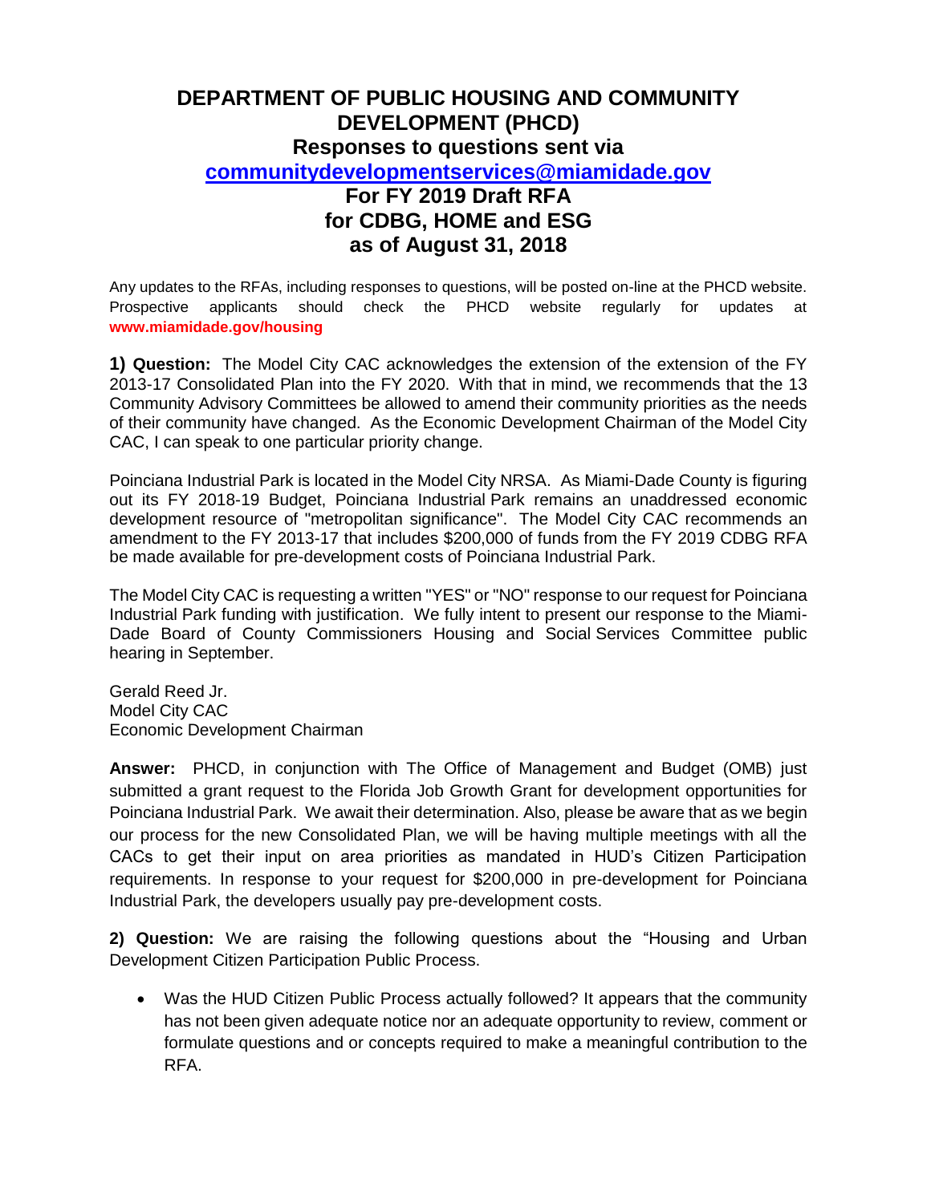# DEPARTMENT OF PUBLIC HOUSING AND COMMUNITY DEVELOPMENT (PHCD)

## Responses to questions sent via [communitydevelopmentservices@miamidade.gov](mailto:communitydevelopmentservices@miamidade.gov)

## For FY 2019 Draft RFA for CDBG, HOME and ESG as of August 31, 2018

Any updates to the RFAs, including responses to questions, will be posted on-line at the PHCD website. Prospective applicants should check the PHCD website regularly for updates at **www.miamidade.gov/housing**

**1) Question:** The Model City CAC acknowledges the extension of the extension of the FY 2013-17 Consolidated Plan into the FY 2020. With that in mind, we recommends that the 13 Community Advisory Committees be allowed to amend their community priorities as the needs of their community have changed. As the Economic Development Chairman of the Model City CAC, I can speak to one particular priority change.

Poinciana Industrial Park is located in the Model City NRSA. As Miami-Dade County is figuring out its FY 2018-19 Budget, Poinciana Industrial Park remains an unaddressed economic development resource of "metropolitan significance". The Model City CAC recommends an amendment to the FY 2013-17 that includes $200,000 of funds from the FY 2019 CDBG RFA be made available for pre-development costs of Poinciana Industrial Park.

The Model City CAC is requesting a written "YES" or "NO" response to our request for Poinciana Industrial Park funding with justification. We fully intent to present our response to the Miami-Dade Board of County Commissioners Housing and Social Services Committee public hearing in September.

Gerald Reed Jr.
Model City CAC
Economic Development Chairman

**Answer:** PHCD, in conjunction with The Office of Management and Budget (OMB) just submitted a grant request to the Florida Job Growth Grant for development opportunities for Poinciana Industrial Park. We await their determination. Also, please be aware that as we begin our process for the new Consolidated Plan, we will be having multiple meetings with all the CACs to get their input on area priorities as mandated in HUD's Citizen Participation requirements. In response to your request for $200,000 in pre-development for Poinciana Industrial Park, the developers usually pay pre-development costs.

**2) Question:** We are raising the following questions about the "Housing and Urban Development Citizen Participation Public Process.

- Was the HUD Citizen Public Process actually followed? It appears that the community has not been given adequate notice nor an adequate opportunity to review, comment or formulate questions and or concepts required to make a meaningful contribution to the RFA.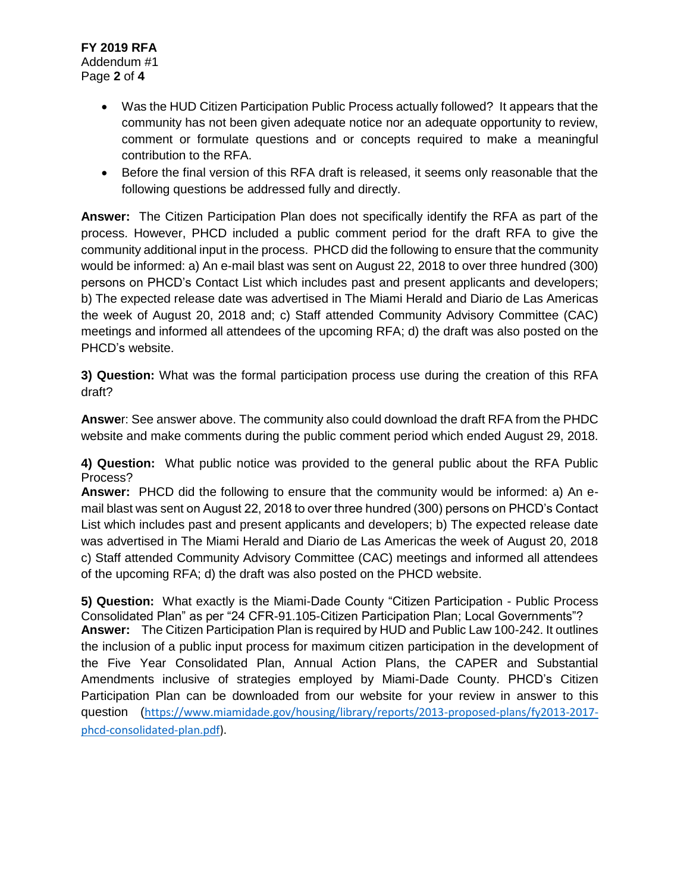- Was the HUD Citizen Participation Public Process actually followed? It appears that the community has not been given adequate notice nor an adequate opportunity to review, comment or formulate questions and or concepts required to make a meaningful contribution to the RFA.
- Before the final version of this RFA draft is released, it seems only reasonable that the following questions be addressed fully and directly.

**Answer:** The Citizen Participation Plan does not specifically identify the RFA as part of the process. However, PHCD included a public comment period for the draft RFA to give the community additional input in the process. PHCD did the following to ensure that the community would be informed: a) An e-mail blast was sent on August 22, 2018 to over three hundred (300) persons on PHCD's Contact List which includes past and present applicants and developers; b) The expected release date was advertised in The Miami Herald and Diario de Las Americas the week of August 20, 2018 and; c) Staff attended Community Advisory Committee (CAC) meetings and informed all attendees of the upcoming RFA; d) the draft was also posted on the PHCD's website.

**3) Question:** What was the formal participation process use during the creation of this RFA draft?

**Answer**: See answer above. The community also could download the draft RFA from the PHDC website and make comments during the public comment period which ended August 29, 2018.

**4) Question:** What public notice was provided to the general public about the RFA Public Process?

**Answer:** PHCD did the following to ensure that the community would be informed: a) An e-mail blast was sent on August 22, 2018 to over three hundred (300) persons on PHCD's Contact List which includes past and present applicants and developers; b) The expected release date was advertised in The Miami Herald and Diario de Las Americas the week of August 20, 2018 c) Staff attended Community Advisory Committee (CAC) meetings and informed all attendees of the upcoming RFA; d) the draft was also posted on the PHCD website.

**5) Question:** What exactly is the Miami-Dade County "Citizen Participation - Public Process Consolidated Plan" as per "24 CFR-91.105-Citizen Participation Plan; Local Governments"?

**Answer:** The Citizen Participation Plan is required by HUD and Public Law 100-242. It outlines the inclusion of a public input process for maximum citizen participation in the development of the Five Year Consolidated Plan, Annual Action Plans, the CAPER and Substantial Amendments inclusive of strategies employed by Miami-Dade County. PHCD's Citizen Participation Plan can be downloaded from our website for your review in answer to this question (https://www.miamidade.gov/housing/library/reports/2013-proposed-plans/fy2013-2017-phcd-consolidated-plan.pdf).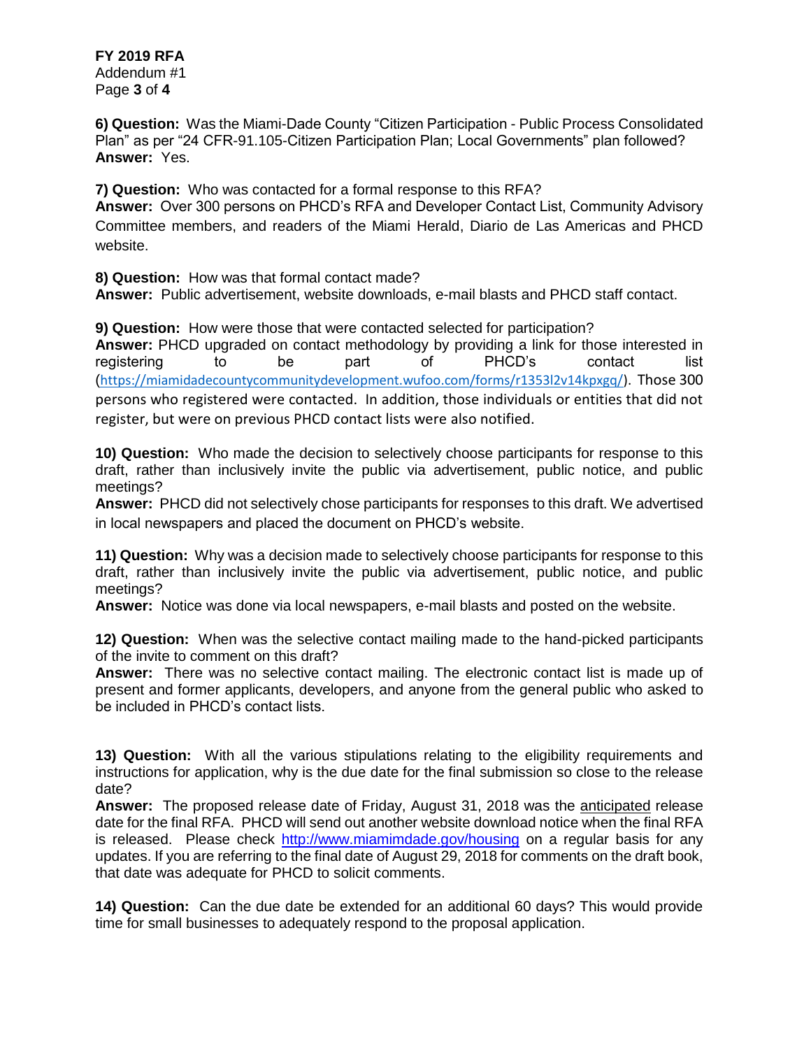**6) Question:** Was the Miami-Dade County "Citizen Participation - Public Process Consolidated Plan" as per "24 CFR-91.105-Citizen Participation Plan; Local Governments" plan followed?
**Answer:** Yes.

**7) Question:** Who was contacted for a formal response to this RFA?
**Answer:** Over 300 persons on PHCD's RFA and Developer Contact List, Community Advisory Committee members, and readers of the Miami Herald, Diario de Las Americas and PHCD website.

**8) Question:** How was that formal contact made?
**Answer:** Public advertisement, website downloads, e-mail blasts and PHCD staff contact.

**9) Question:** How were those that were contacted selected for participation?
**Answer:** PHCD upgraded on contact methodology by providing a link for those interested in registering to be part of PHCD's contact list (https://miamidadecountycommunitydevelopment.wufoo.com/forms/r1353l2v14kpxgq/). Those 300 persons who registered were contacted. In addition, those individuals or entities that did not register, but were on previous PHCD contact lists were also notified.

**10) Question:** Who made the decision to selectively choose participants for response to this draft, rather than inclusively invite the public via advertisement, public notice, and public meetings?
**Answer:** PHCD did not selectively chose participants for responses to this draft. We advertised in local newspapers and placed the document on PHCD's website.

**11) Question:** Why was a decision made to selectively choose participants for response to this draft, rather than inclusively invite the public via advertisement, public notice, and public meetings?
**Answer:** Notice was done via local newspapers, e-mail blasts and posted on the website.

**12) Question:** When was the selective contact mailing made to the hand-picked participants of the invite to comment on this draft?
**Answer:** There was no selective contact mailing. The electronic contact list is made up of present and former applicants, developers, and anyone from the general public who asked to be included in PHCD's contact lists.

**13) Question:** With all the various stipulations relating to the eligibility requirements and instructions for application, why is the due date for the final submission so close to the release date?
**Answer:** The proposed release date of Friday, August 31, 2018 was the anticipated release date for the final RFA. PHCD will send out another website download notice when the final RFA is released. Please check http://www.miamimdade.gov/housing on a regular basis for any updates. If you are referring to the final date of August 29, 2018 for comments on the draft book, that date was adequate for PHCD to solicit comments.

**14) Question:** Can the due date be extended for an additional 60 days? This would provide time for small businesses to adequately respond to the proposal application.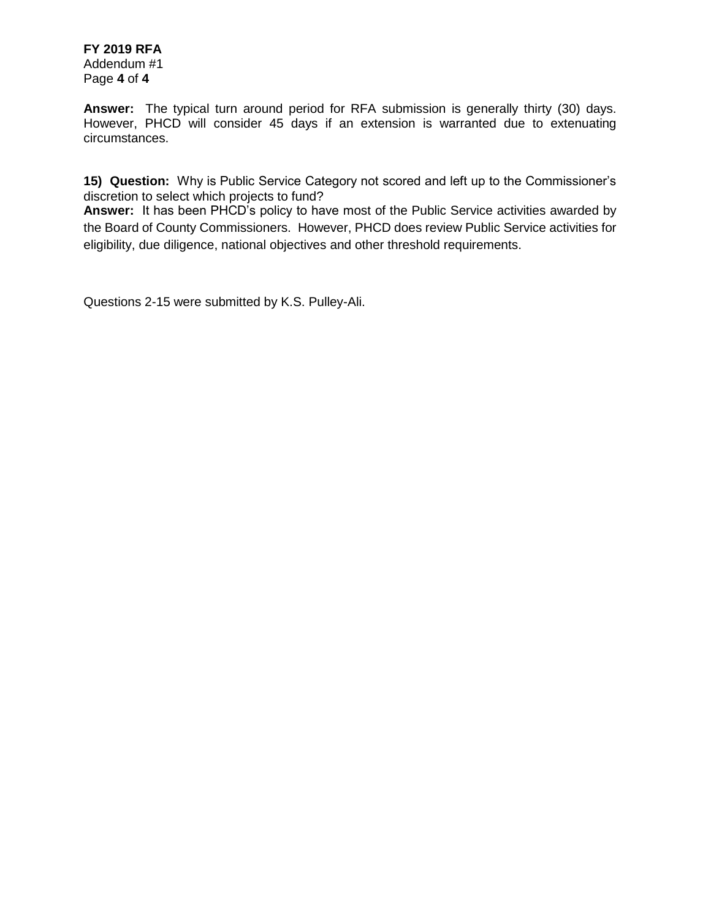**Answer:** The typical turn around period for RFA submission is generally thirty (30) days. However, PHCD will consider 45 days if an extension is warranted due to extenuating circumstances.

**15) Question:** Why is Public Service Category not scored and left up to the Commissioner's discretion to select which projects to fund?
**Answer:** It has been PHCD's policy to have most of the Public Service activities awarded by the Board of County Commissioners. However, PHCD does review Public Service activities for eligibility, due diligence, national objectives and other threshold requirements.

Questions 2-15 were submitted by K.S. Pulley-Ali.